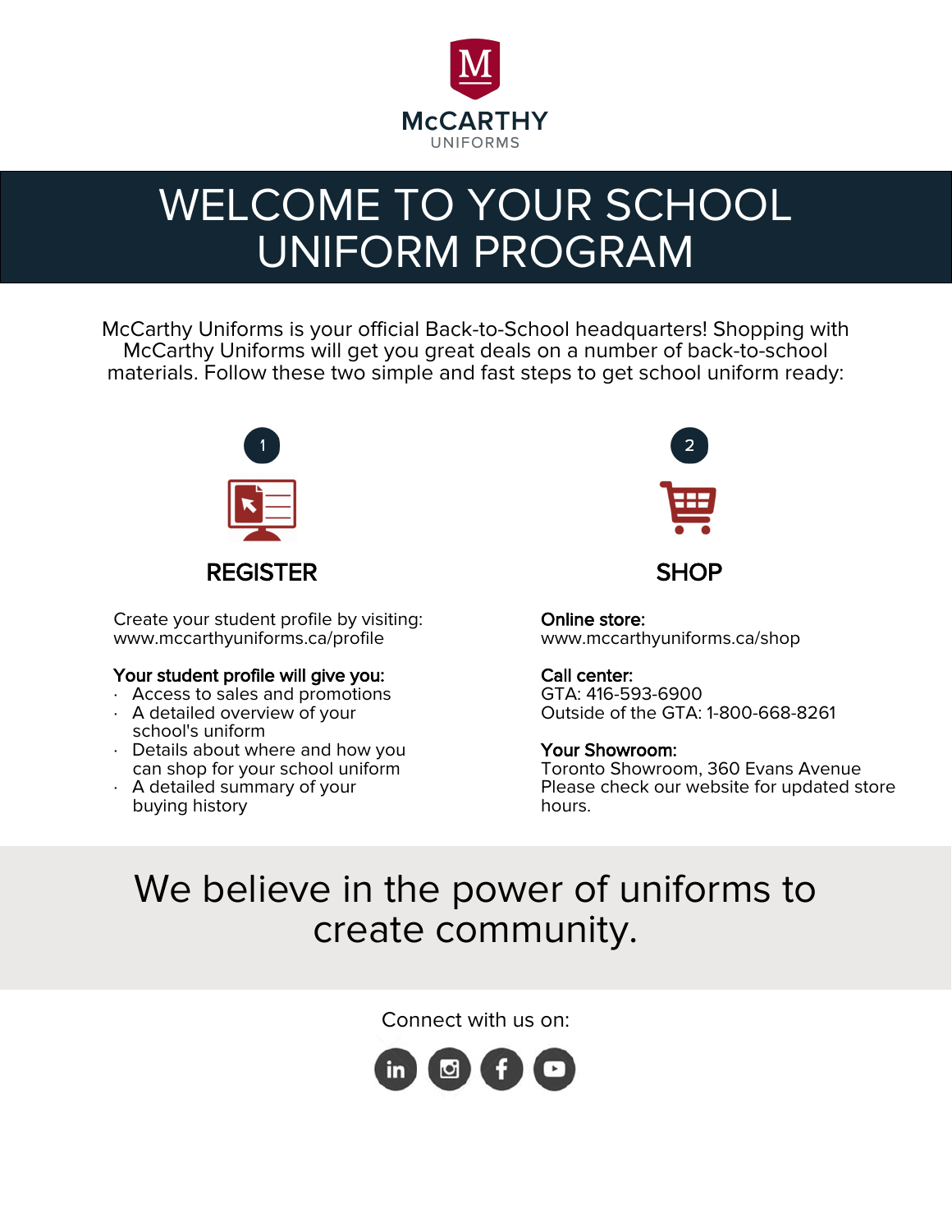McCARTHY
UNIFORMS

# WELCOME TO YOUR SCHOOL UNIFORM PROGRAM

McCarthy Uniforms is your official Back-to-School headquarters! Shopping with McCarthy Uniforms will get you great deals on a number of back-to-school materials. Follow these two simple and fast steps to get school uniform ready:

## 1 REGISTER

Create your student profile by visiting:
www.mccarthyuniforms.ca/profile

**Your student profile will give you:**

- Access to sales and promotions
- A detailed overview of your school's uniform
- Details about where and how you can shop for your school uniform
- A detailed summary of your buying history

## 2 SHOP

**Online store:**
www.mccarthyuniforms.ca/shop

**Call center:**
GTA: 416-593-6900
Outside of the GTA: 1-800-668-8261

**Your Showroom:**
Toronto Showroom, 360 Evans Avenue
Please check our website for updated store hours.

## We believe in the power of uniforms to create community.

Connect with us on: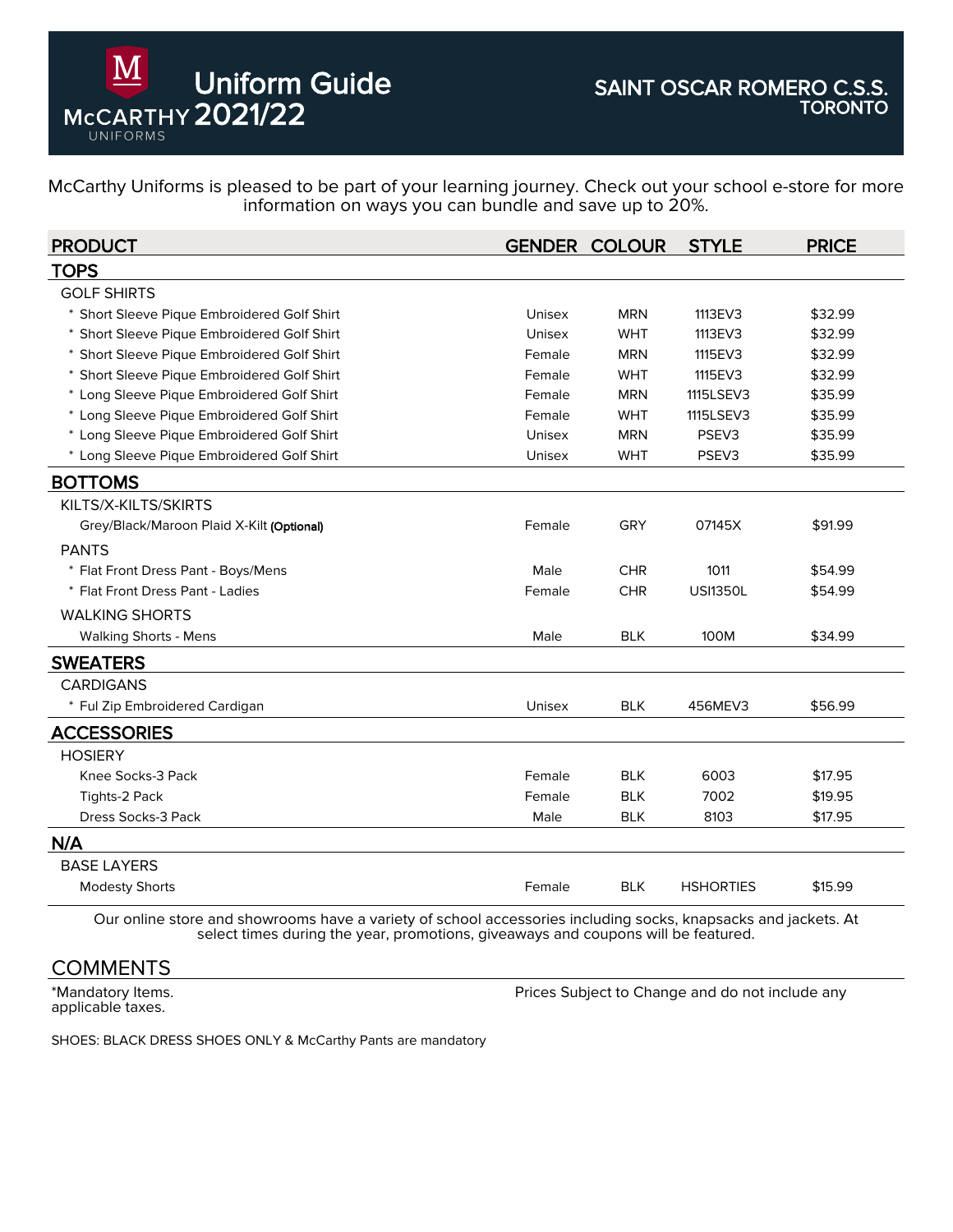# McCarthy Uniforms — Uniform Guide 2021/22

## SAINT OSCAR ROMERO C.S.S. TORONTO

McCarthy Uniforms is pleased to be part of your learning journey. Check out your school e-store for more information on ways you can bundle and save up to 20%.

| PRODUCT | GENDER | COLOUR | STYLE | PRICE |
|---|---|---|---|---|
| **TOPS** | | | | |
| GOLF SHIRTS | | | | |
| * Short Sleeve Pique Embroidered Golf Shirt | Unisex | MRN | 1113EV3 | $32.99 |
| * Short Sleeve Pique Embroidered Golf Shirt | Unisex | WHT | 1113EV3 | $32.99 |
| * Short Sleeve Pique Embroidered Golf Shirt | Female | MRN | 1115EV3 | $32.99 |
| * Short Sleeve Pique Embroidered Golf Shirt | Female | WHT | 1115EV3 | $32.99 |
| * Long Sleeve Pique Embroidered Golf Shirt | Female | MRN | 1115LSEV3 | $35.99 |
| * Long Sleeve Pique Embroidered Golf Shirt | Female | WHT | 1115LSEV3 | $35.99 |
| * Long Sleeve Pique Embroidered Golf Shirt | Unisex | MRN | PSEV3 | $35.99 |
| * Long Sleeve Pique Embroidered Golf Shirt | Unisex | WHT | PSEV3 | $35.99 |
| **BOTTOMS** | | | | |
| KILTS/X-KILTS/SKIRTS | | | | |
| Grey/Black/Maroon Plaid X-Kilt **(Optional)** | Female | GRY | 07145X | $91.99 |
| PANTS | | | | |
| * Flat Front Dress Pant - Boys/Mens | Male | CHR | 1011 | $54.99 |
| * Flat Front Dress Pant - Ladies | Female | CHR | USI1350L | $54.99 |
| WALKING SHORTS | | | | |
| Walking Shorts - Mens | Male | BLK | 100M | $34.99 |
| **SWEATERS** | | | | |
| CARDIGANS | | | | |
| * Ful Zip Embroidered Cardigan | Unisex | BLK | 456MEV3 | $56.99 |
| **ACCESSORIES** | | | | |
| HOSIERY | | | | |
| Knee Socks-3 Pack | Female | BLK | 6003 | $17.95 |
| Tights-2 Pack | Female | BLK | 7002 | $19.95 |
| Dress Socks-3 Pack | Male | BLK | 8103 | $17.95 |
| **N/A** | | | | |
| BASE LAYERS | | | | |
| Modesty Shorts | Female | BLK | HSHORTIES | $15.99 |

Our online store and showrooms have a variety of school accessories including socks, knapsacks and jackets. At select times during the year, promotions, giveaways and coupons will be featured.

## COMMENTS

*Mandatory Items. Prices Subject to Change and do not include any applicable taxes.

SHOES: BLACK DRESS SHOES ONLY & McCarthy Pants are mandatory